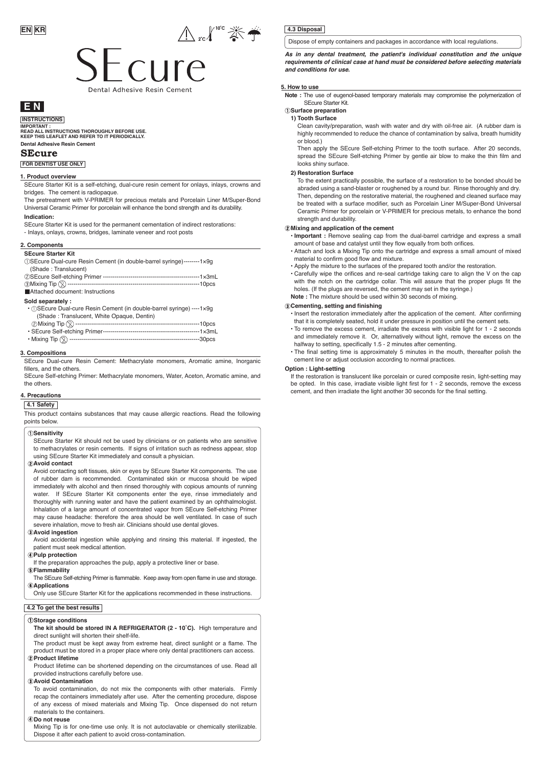EN KR

# SEcure

Dental Adhesive Resin Cement

**EN**

**INSTRUCTIONS**

**IMPORTANT :**
**READ ALL INSTRUCTIONS THOROUGHLY BEFORE USE.**
**KEEP THIS LEAFLET AND REFER TO IT PERIODICALLY.**

**Dental Adhesive Resin Cement**

## SEcure

**FOR DENTIST USE ONLY**

### 1. Product overview

SEcure Starter Kit is a self-etching, dual-cure resin cement for onlays, inlays, crowns and bridges. The cement is radiopaque.

The pretreatment with V-PRIMER for precious metals and Porcelain Liner M/Super-Bond Universal Ceramic Primer for porcelain will enhance the bond strength and its durability.

**Indication:**

SEcure Starter Kit is used for the permanent cementation of indirect restorations:
- Inlays, onlays, crowns, bridges, laminate veneer and root posts

### 2. Components

**SEcure Starter Kit**

① SEcure Dual-cure Resin Cement (in double-barrel syringe)--------1×9g
(Shade : Translucent)
② SEcure Self-etching Primer ------------------------------------------------1×3mL
③ Mixing Tip ----------------------------------------------------------------10pcs
■ Attached document: Instructions

**Sold separately :**

- ① SEcure Dual-cure Resin Cement (in double-barrel syringe) ----1×9g
(Shade : Translucent, White Opaque, Dentin)
② Mixing Tip --------------------------------------------------------------10pcs
- SEcure Self-etching Primer------------------------------------------------1×3mL
- Mixing Tip ----------------------------------------------------------------30pcs

### 3. Compositions

SEcure Dual-cure Resin Cement: Methacrylate monomers, Aromatic amine, Inorganic fillers, and the others.

SEcure Self-etching Primer: Methacrylate monomers, Water, Aceton, Aromatic amine, and the others.

### 4. Precautions

**4.1 Safety**

This product contains substances that may cause allergic reactions. Read the following points below.

**① Sensitivity**

SEcure Starter Kit should not be used by clinicians or on patients who are sensitive to methacrylates or resin cements. If signs of irritation such as redness appear, stop using SEcure Starter Kit immediately and consult a physician.

**② Avoid contact**

Avoid contacting soft tissues, skin or eyes by SEcure Starter Kit components. The use of rubber dam is recommended. Contaminated skin or mucosa should be wiped immediately with alcohol and then rinsed thoroughly with copious amounts of running water. If SEcure Starter Kit components enter the eye, rinse immediately and thoroughly with running water and have the patient examined by an ophthalmologist. Inhalation of a large amount of concentrated vapor from SEcure Self-etching Primer may cause headache: therefore the area should be well ventilated. In case of such severe inhalation, move to fresh air. Clinicians should use dental gloves.

**③ Avoid ingestion**

Avoid accidental ingestion while applying and rinsing this material. If ingested, the patient must seek medical attention.

**④ Pulp protection**

If the preparation approaches the pulp, apply a protective liner or base.

**⑤ Flammability**

The SEcure Self-etching Primer is flammable. Keep away from open flame in use and storage.

**⑥ Applications**

Only use SEcure Starter Kit for the applications recommended in these instructions.

**4.2 To get the best results**

**① Storage conditions**

**The kit should be stored IN A REFRIGERATOR (2 - 10˚C).** High temperature and direct sunlight will shorten their shelf-life.

The product must be kept away from extreme heat, direct sunlight or a flame. The product must be stored in a proper place where only dental practitioners can access.

**② Product lifetime**

Product lifetime can be shortened depending on the circumstances of use. Read all provided instructions carefully before use.

**③ Avoid Contamination**

To avoid contamination, do not mix the components with other materials. Firmly recap the containers immediately after use. After the cementing procedure, dispose of any excess of mixed materials and Mixing Tip. Once dispensed do not return materials to the containers.

**④ Do not reuse**

Mixing Tip is for one-time use only. It is not autoclavable or chemically sterilizable. Dispose it after each patient to avoid cross-contamination.

**4.3 Disposal**

Dispose of empty containers and packages in accordance with local regulations.

***As in any dental treatment, the patient's individual constitution and the unique requirements of clinical case at hand must be considered before selecting materials and conditions for use.***

### 5. How to use

**Note :** The use of eugenol-based temporary materials may compromise the polymerization of SEcure Starter Kit.

**① Surface preparation**

**1) Tooth Surface**

Clean cavity/preparation, wash with water and dry with oil-free air. (A rubber dam is highly recommended to reduce the chance of contamination by saliva, breath humidity or blood.)

Then apply the SEcure Self-etching Primer to the tooth surface. After 20 seconds, spread the SEcure Self-etching Primer by gentle air blow to make the thin film and looks shiny surface.

**2) Restoration Surface**

To the extent practically possible, the surface of a restoration to be bonded should be abraded using a sand-blaster or roughened by a round bur. Rinse thoroughly and dry. Then, depending on the restorative material, the roughened and cleaned surface may be treated with a surface modifier, such as Porcelain Liner M/Super-Bond Universal Ceramic Primer for porcelain or V-PRIMER for precious metals, to enhance the bond strength and durability.

**② Mixing and application of the cement**

- **Important :** Remove sealing cap from the dual-barrel cartridge and express a small amount of base and catalyst until they flow equally from both orifices.
- Attach and lock a Mixing Tip onto the cartridge and express a small amount of mixed material to confirm good flow and mixture.
- Apply the mixture to the surfaces of the prepared tooth and/or the restoration.
- Carefully wipe the orifices and re-seal cartridge taking care to align the V on the cap with the notch on the cartridge collar. This will assure that the proper plugs fit the holes. (If the plugs are reversed, the cement may set in the syringe.)

**Note :** The mixture should be used within 30 seconds of mixing.

**③ Cementing, setting and finishing**

- Insert the restoration immediately after the application of the cement. After confirming that it is completely seated, hold it under pressure in position until the cement sets.
- To remove the excess cement, irradiate the excess with visible light for 1 - 2 seconds and immediately remove it. Or, alternatively without light, remove the excess on the halfway to setting, specifically 1.5 - 2 minutes after cementing.
- The final setting time is approximately 5 minutes in the mouth, thereafter polish the cement line or adjust occlusion according to normal practices.

**Option : Light-setting**

If the restoration is translucent like porcelain or cured composite resin, light-setting may be opted. In this case, irradiate visible light first for 1 - 2 seconds, remove the excess cement, and then irradiate the light another 30 seconds for the final setting.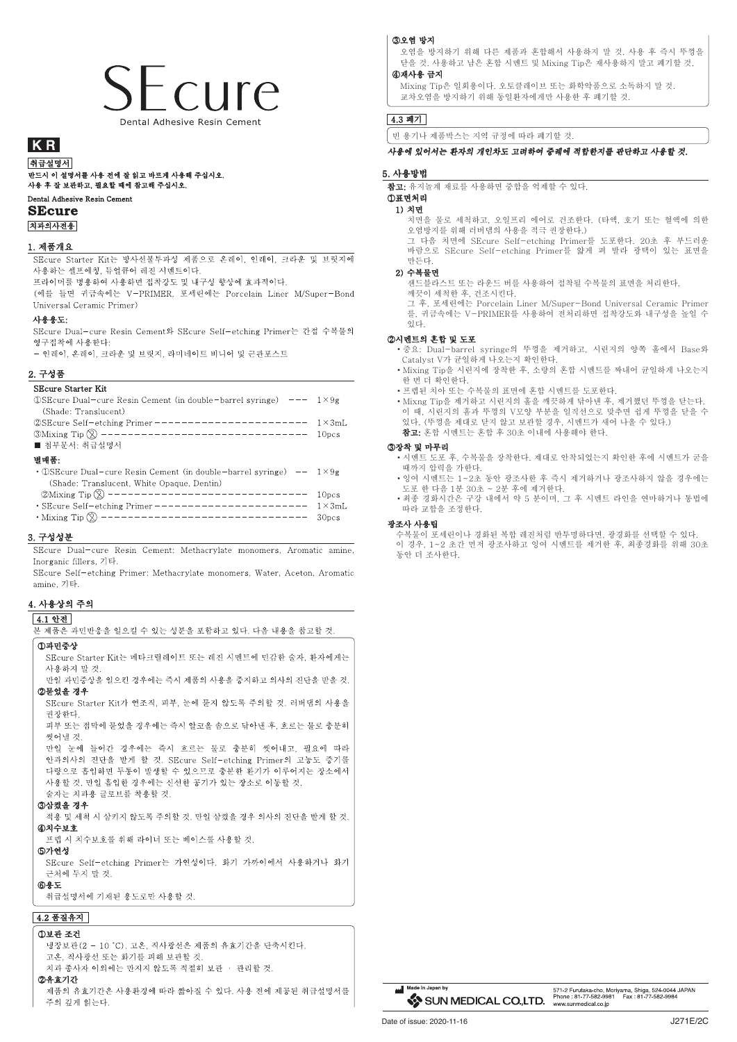# SEcure

Dental Adhesive Resin Cement

**KR**

**취급설명서**

**반드시 이 설명서를 사용 전에 잘 읽고 바르게 사용해 주십시오.**
**사용 후 잘 보관하고, 필요할 때에 참고해 주십시오.**

Dental Adhesive Resin Cement

## SEcure

**치과의사전용**

## 1. 제품개요

SEcure Starter Kit는 방사선불투과성 제품으로 온레이, 인레이, 크라운 및 브릿지에 사용하는 셀프에칭, 듀얼큐어 레진 시멘트이다.
프라이머를 병용하여 사용하면 접착강도 및 내구성 향상에 효과적이다.
(예를 들면 귀금속에는 V-PRIMER, 포세린에는 Porcelain Liner M/Super-Bond Universal Ceramic Primer)

### 사용용도:

SEcure Dual-cure Resin Cement와 SEcure Self-etching Primer는 간접 수복물의 영구접착에 사용한다:
- 인레이, 온레이, 크라운 및 브릿지, 라미네이트 비니어 및 근관포스트

## 2. 구성품

**SEcure Starter Kit**

①SEcure Dual-cure Resin Cement (in double-barrel syringe) --- 1×9g
(Shade: Translucent)
②SEcure Self-etching Primer ------------------------ 1×3mL
③Mixing Tip ⊗ --------------------------------- 10pcs
■ 첨부문서: 취급설명서

**별매품:**

・①SEcure Dual-cure Resin Cement (in double-barrel syringe) -- 1×9g
(Shade: Translucent, White Opaque, Dentin)
②Mixing Tip ⊗ --------------------------------- 10pcs
・SEcure Self-etching Primer ------------------------ 1×3mL
・Mixing Tip ⊗ --------------------------------- 30pcs

## 3. 구성성분

SEcure Dual-cure Resin Cement: Methacrylate monomers, Aromatic amine, Inorganic fillers, 기타.
SEcure Self-etching Primer: Methacrylate monomers, Water, Aceton, Aromatic amine, 기타.

## 4. 사용상의 주의

### 4.1 안전

본 제품은 과민반응을 일으킬 수 있는 성분을 포함하고 있다. 다음 내용을 참고할 것.

**①과민증상**
SEcure Starter Kit는 메타크릴레이트 또는 레진 시멘트에 민감한 술자, 환자에게는 사용하지 말 것.
만일 과민증상을 일으킨 경우에는 즉시 제품의 사용을 중지하고 의사의 진단을 받을 것.

**②묻었을 경우**
SEcure Starter Kit가 연조직, 피부, 눈에 묻지 않도록 주의할 것. 러버댐의 사용을 권장한다.
피부 또는 점막에 묻었을 경우에는 즉시 알코올 솜으로 닦아낸 후, 흐르는 물로 충분히 씻어낼 것.
만일 눈에 들어간 경우에는 즉시 흐르는 물로 충분히 씻어내고, 필요에 따라 안과의사의 진단을 받게 할 것. SEcure Self-etching Primer의 고농도 증기를 다량으로 흡입하면 두통이 발생할 수 있으므로 충분한 환기가 이루어지는 장소에서 사용할 것. 만일 흡입한 경우에는 신선한 공기가 있는 장소로 이동할 것.
술자는 치과용 글로브를 착용할 것.

**③삼켰을 경우**
적용 및 세척 시 삼키지 않도록 주의할 것. 만일 삼켰을 경우 의사의 진단을 받게 할 것.

**④치수보호**
프렙 시 치수보호를 위해 라이너 또는 베이스를 사용할 것.

**⑤가연성**
SEcure Self-etching Primer는 가연성이다. 화기 가까이에서 사용하거나 화기 근처에 두지 말 것.

**⑥용도**
취급설명서에 기재된 용도로만 사용할 것.

### 4.2 품질유지

**①보관 조건**
냉장보관(2 - 10 ˚C). 고온, 직사광선은 제품의 유효기간을 단축시킨다.
고온, 직사광선 또는 화기를 피해 보관할 것.
치과 종사자 이외에는 만지지 않도록 적절히 보관 · 관리할 것.

**②유효기간**
제품의 유효기간은 사용환경에 따라 짧아질 수 있다. 사용 전에 제공된 취급설명서를 주의 깊게 읽는다.

**③오염 방지**
오염을 방지하기 위해 다른 제품과 혼합해서 사용하지 말 것. 사용 후 즉시 뚜껑을 닫을 것. 사용하고 남은 혼합 시멘트 및 Mixing Tip은 재사용하지 말고 폐기할 것.

**④재사용 금지**
Mixing Tip은 일회용이다. 오토클레이브 또는 화학약품으로 소독하지 말 것.
교차오염을 방지하기 위해 동일환자에게만 사용한 후 폐기할 것.

### 4.3 폐기

빈 용기나 제품박스는 지역 규정에 따라 폐기할 것.

***사용에 있어서는 환자의 개인차도 고려하여 증례에 적합한지를 판단하고 사용할 것.***

## 5. 사용방법

**참고:** 유지놀계 재료를 사용하면 중합을 억제할 수 있다.

**①표면처리**

**1) 치면**
치면을 물로 세척하고, 오일프리 에어로 건조한다. (타액, 호기 또는 혈액에 의한 오염방지를 위해 러버댐의 사용을 적극 권장한다.)
그 다음 치면에 SEcure Self-etching Primer를 도포한다. 20초 후 부드러운 바람으로 SEcure Self-etching Primer를 얇게 펴 발라 광택이 있는 표면을 만든다.

**2) 수복물면**
샌드블라스트 또는 라운드 버를 사용하여 접착될 수복물의 표면을 처리한다.
깨끗이 세척한 후, 건조시킨다.
그 후, 포세린에는 Porcelain Liner M/Super-Bond Universal Ceramic Primer를, 귀금속에는 V-PRIMER를 사용하여 전처리하면 접착강도와 내구성을 높일 수 있다.

**②시멘트의 혼합 및 도포**
- 중요: Dual-barrel syringe의 뚜껑을 제거하고, 시린지의 양쪽 홀에서 Base와 Catalyst V가 균일하게 나오는지 확인한다.
- Mixing Tip을 시린지에 장착한 후, 소량의 혼합 시멘트를 짜내어 균일하게 나오는지 한 번 더 확인한다.
- 프렙된 치아 또는 수복물의 표면에 혼합 시멘트를 도포한다.
- Mixng Tip을 제거하고 시린지의 홀을 깨끗하게 닦아낸 후, 제거했던 뚜껑을 닫는다.
  이 때, 시린지의 홈과 뚜껑의 V모양 부분을 일직선으로 맞추면 쉽게 뚜껑을 닫을 수 있다. (뚜껑을 제대로 닫지 않고 보관할 경우, 시멘트가 새어 나올 수 있다.)
  **참고:** 혼합 시멘트는 혼합 후 30초 이내에 사용해야 한다.

**③장착 및 마무리**
- 시멘트 도포 후, 수복물을 장착한다. 제대로 안착되었는지 확인한 후에 시멘트가 굳을 때까지 압력을 가한다.
- 잉여 시멘트는 1~2초 동안 광조사한 후 즉시 제거하거나 광조사하지 않을 경우에는 도포 한 다음 1분 30초 ~ 2분 후에 제거한다.
- 최종 경화시간은 구강 내에서 약 5 분이며, 그 후 시멘트 라인을 연마하거나 통법에 따라 교합을 조정한다.

**광조사 사용팁**
수복물이 포세린이나 경화된 복합 레진처럼 반투명하다면, 광경화를 선택할 수 있다.
이 경우, 1~2 초간 먼저 광조사하고 잉여 시멘트를 제거한 후, 최종경화를 위해 30초 동안 더 조사한다.

Made in Japan by
SUN MEDICAL CO.,LTD.
571-2 Furutaka-cho, Moriyama, Shiga, 524-0044 JAPAN
Phone : 81-77-582-9981 Fax : 81-77-582-9984
www.sunmedical.co.jp

Date of issue: 2020-11-16

J271E/2C